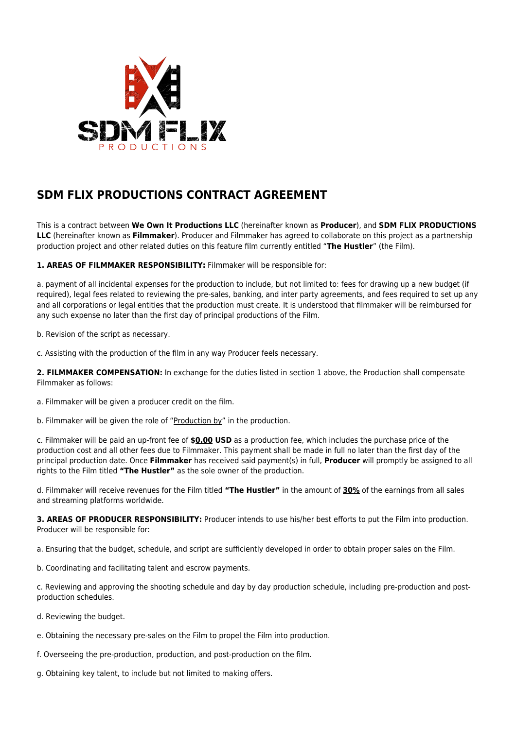# SDM FLIX PRODUCTIONS CONTRACT AGREEMENT

This is a contract between **We Own It Productions LLC** (hereinafter known as **Producer**), and **SDM FLIX PRODUCTIONS LLC** (hereinafter known as **Filmmaker**). Producer and Filmmaker has agreed to collaborate on this project as a partnership production project and other related duties on this feature film currently entitled "**The Hustler**" (the Film).

**1. AREAS OF FILMMAKER RESPONSIBILITY:** Filmmaker will be responsible for:

a. payment of all incidental expenses for the production to include, but not limited to: fees for drawing up a new budget (if required), legal fees related to reviewing the pre-sales, banking, and inter party agreements, and fees required to set up any and all corporations or legal entities that the production must create. It is understood that filmmaker will be reimbursed for any such expense no later than the first day of principal productions of the Film.

b. Revision of the script as necessary.

c. Assisting with the production of the film in any way Producer feels necessary.

**2. FILMMAKER COMPENSATION:** In exchange for the duties listed in section 1 above, the Production shall compensate Filmmaker as follows:

a. Filmmaker will be given a producer credit on the film.

b. Filmmaker will be given the role of "Production by" in the production.

c. Filmmaker will be paid an up-front fee of **$0.00 USD** as a production fee, which includes the purchase price of the production cost and all other fees due to Filmmaker. This payment shall be made in full no later than the first day of the principal production date. Once **Filmmaker** has received said payment(s) in full, **Producer** will promptly be assigned to all rights to the Film titled **"The Hustler"** as the sole owner of the production.

d. Filmmaker will receive revenues for the Film titled **"The Hustler"** in the amount of **30%** of the earnings from all sales and streaming platforms worldwide.

**3. AREAS OF PRODUCER RESPONSIBILITY:** Producer intends to use his/her best efforts to put the Film into production. Producer will be responsible for:

a. Ensuring that the budget, schedule, and script are sufficiently developed in order to obtain proper sales on the Film.

b. Coordinating and facilitating talent and escrow payments.

c. Reviewing and approving the shooting schedule and day by day production schedule, including pre-production and post-production schedules.

d. Reviewing the budget.

e. Obtaining the necessary pre-sales on the Film to propel the Film into production.

f. Overseeing the pre-production, production, and post-production on the film.

g. Obtaining key talent, to include but not limited to making offers.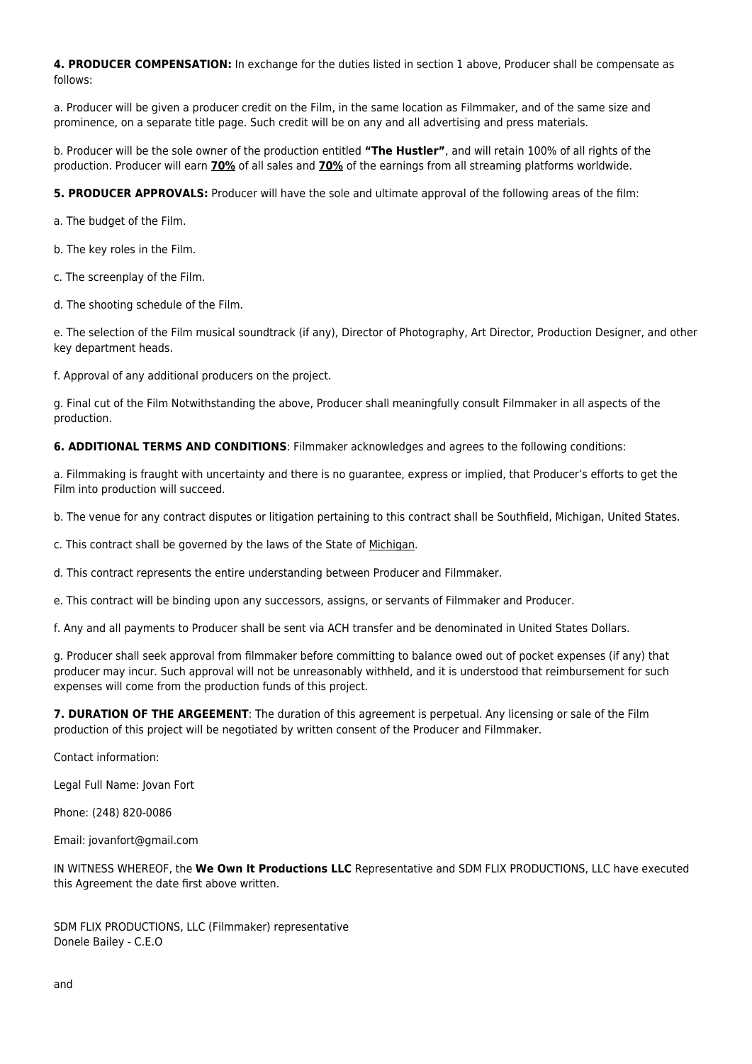**4. PRODUCER COMPENSATION:** In exchange for the duties listed in section 1 above, Producer shall be compensate as follows:

a. Producer will be given a producer credit on the Film, in the same location as Filmmaker, and of the same size and prominence, on a separate title page. Such credit will be on any and all advertising and press materials.

b. Producer will be the sole owner of the production entitled **"The Hustler"**, and will retain 100% of all rights of the production. Producer will earn **<u>70%</u>** of all sales and **<u>70%</u>** of the earnings from all streaming platforms worldwide.

**5. PRODUCER APPROVALS:** Producer will have the sole and ultimate approval of the following areas of the film:

a. The budget of the Film.

b. The key roles in the Film.

c. The screenplay of the Film.

d. The shooting schedule of the Film.

e. The selection of the Film musical soundtrack (if any), Director of Photography, Art Director, Production Designer, and other key department heads.

f. Approval of any additional producers on the project.

g. Final cut of the Film Notwithstanding the above, Producer shall meaningfully consult Filmmaker in all aspects of the production.

**6. ADDITIONAL TERMS AND CONDITIONS**: Filmmaker acknowledges and agrees to the following conditions:

a. Filmmaking is fraught with uncertainty and there is no guarantee, express or implied, that Producer's efforts to get the Film into production will succeed.

b. The venue for any contract disputes or litigation pertaining to this contract shall be Southfield, Michigan, United States.

c. This contract shall be governed by the laws of the State of <u>Michigan</u>.

d. This contract represents the entire understanding between Producer and Filmmaker.

e. This contract will be binding upon any successors, assigns, or servants of Filmmaker and Producer.

f. Any and all payments to Producer shall be sent via ACH transfer and be denominated in United States Dollars.

g. Producer shall seek approval from filmmaker before committing to balance owed out of pocket expenses (if any) that producer may incur. Such approval will not be unreasonably withheld, and it is understood that reimbursement for such expenses will come from the production funds of this project.

**7. DURATION OF THE ARGEEMENT**: The duration of this agreement is perpetual. Any licensing or sale of the Film production of this project will be negotiated by written consent of the Producer and Filmmaker.

Contact information:

Legal Full Name: Jovan Fort

Phone: (248) 820-0086

Email: jovanfort@gmail.com

IN WITNESS WHEREOF, the **We Own It Productions LLC** Representative and SDM FLIX PRODUCTIONS, LLC have executed this Agreement the date first above written.

SDM FLIX PRODUCTIONS, LLC (Filmmaker) representative
Donele Bailey - C.E.O

and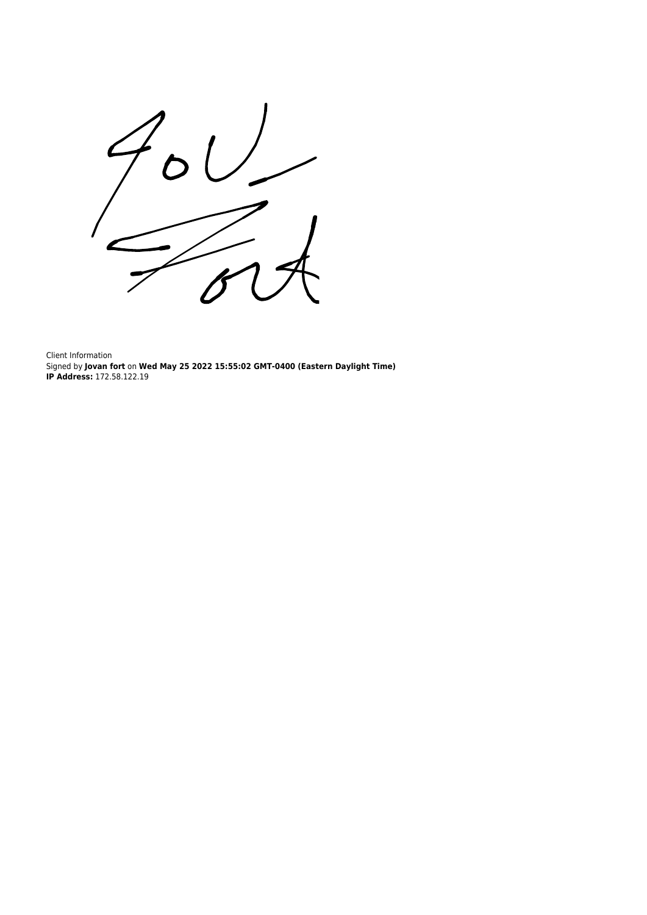Client Information

Signed by **Jovan fort** on **Wed May 25 2022 15:55:02 GMT-0400 (Eastern Daylight Time)**

**IP Address:** 172.58.122.19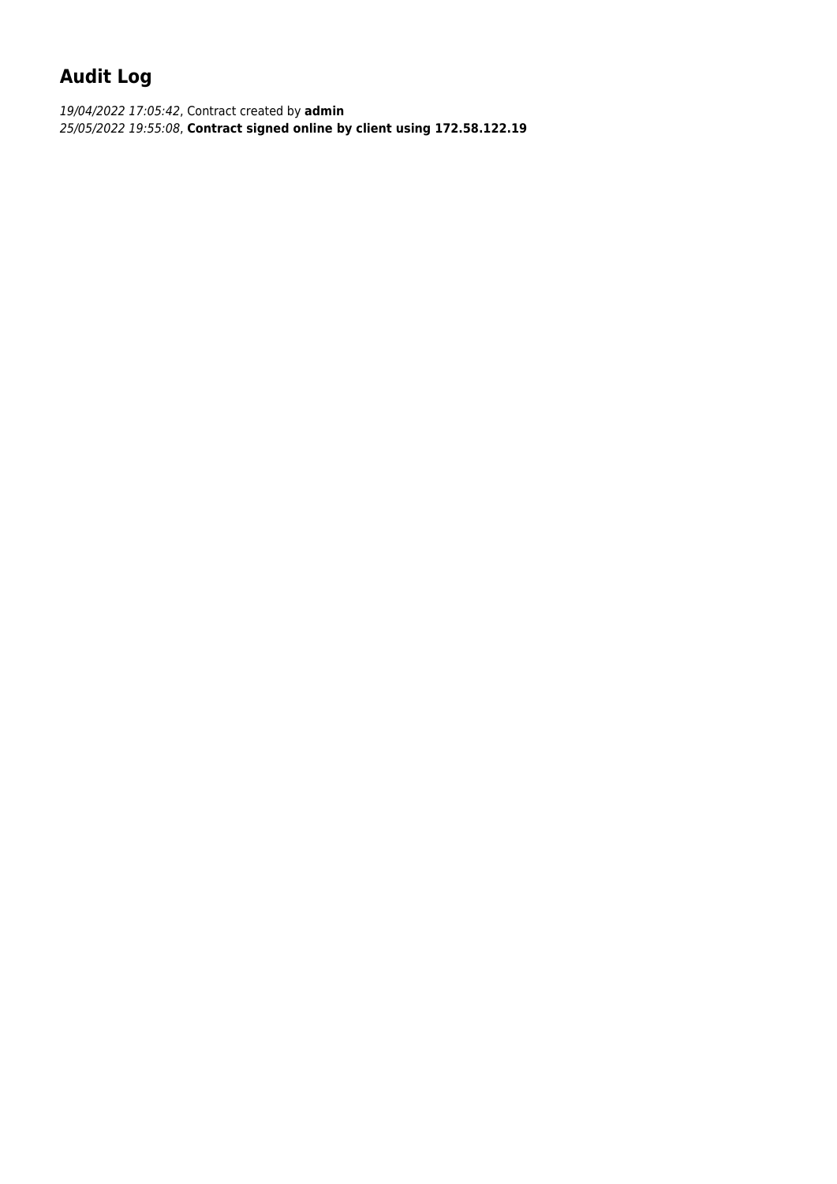# Audit Log

*19/04/2022 17:05:42*, Contract created by **admin**
*25/05/2022 19:55:08*, **Contract signed online by client using 172.58.122.19**